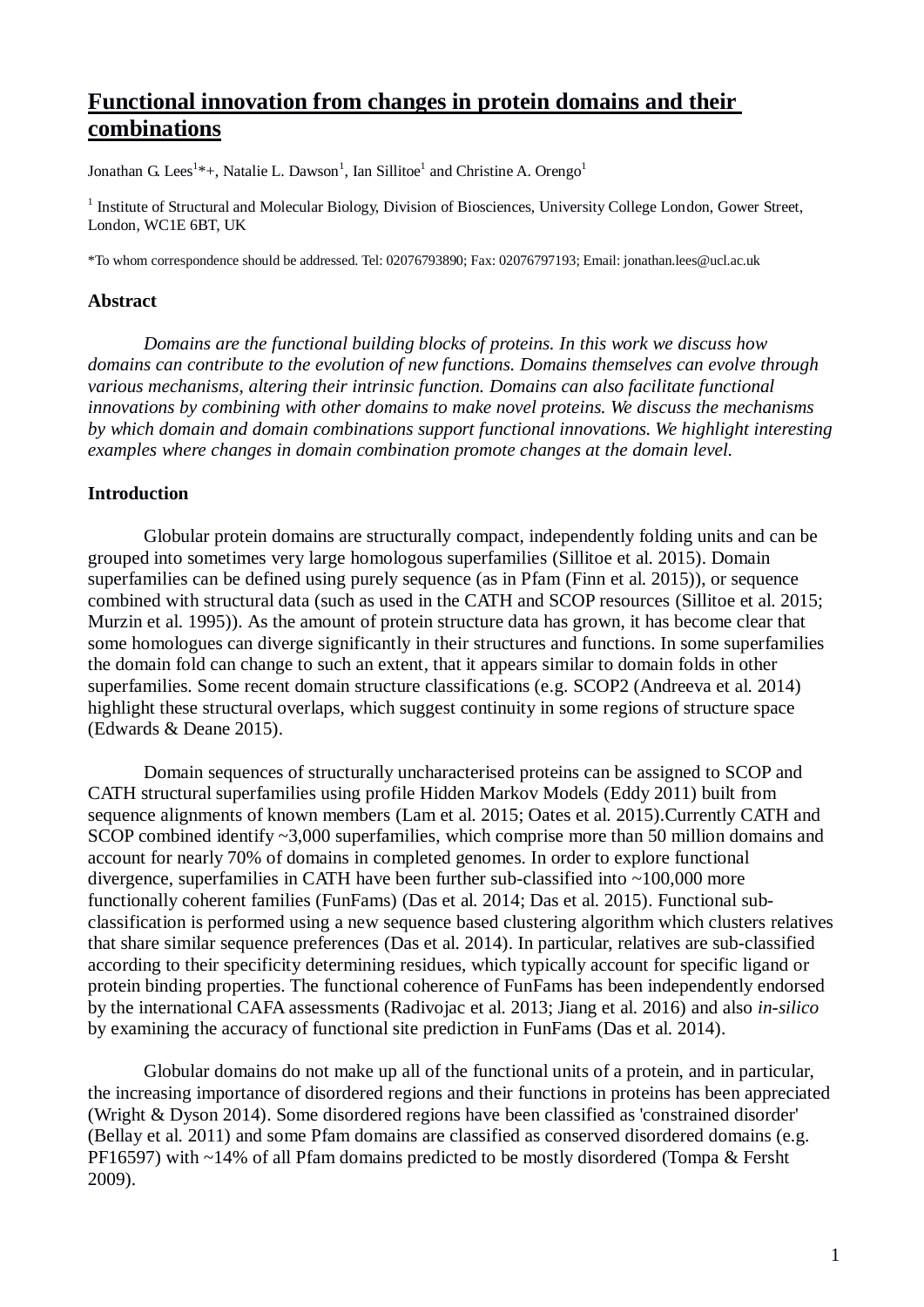# Functional innovation from changes in protein domains and their combinations

Jonathan G. Lees[1]*+, Natalie L. Dawson[1], Ian Sillitoe[1] and Christine A. Orengo[1]

[1] Institute of Structural and Molecular Biology, Division of Biosciences, University College London, Gower Street, London, WC1E 6BT, UK

*To whom correspondence should be addressed. Tel: 02076793890; Fax: 02076797193; Email: jonathan.lees@ucl.ac.uk

## Abstract

*Domains are the functional building blocks of proteins. In this work we discuss how domains can contribute to the evolution of new functions. Domains themselves can evolve through various mechanisms, altering their intrinsic function. Domains can also facilitate functional innovations by combining with other domains to make novel proteins. We discuss the mechanisms by which domain and domain combinations support functional innovations. We highlight interesting examples where changes in domain combination promote changes at the domain level.*

## Introduction

Globular protein domains are structurally compact, independently folding units and can be grouped into sometimes very large homologous superfamilies (Sillitoe et al. 2015). Domain superfamilies can be defined using purely sequence (as in Pfam (Finn et al. 2015)), or sequence combined with structural data (such as used in the CATH and SCOP resources (Sillitoe et al. 2015; Murzin et al. 1995)). As the amount of protein structure data has grown, it has become clear that some homologues can diverge significantly in their structures and functions. In some superfamilies the domain fold can change to such an extent, that it appears similar to domain folds in other superfamilies. Some recent domain structure classifications (e.g. SCOP2 (Andreeva et al. 2014) highlight these structural overlaps, which suggest continuity in some regions of structure space (Edwards & Deane 2015).

Domain sequences of structurally uncharacterised proteins can be assigned to SCOP and CATH structural superfamilies using profile Hidden Markov Models (Eddy 2011) built from sequence alignments of known members (Lam et al. 2015; Oates et al. 2015).Currently CATH and SCOP combined identify ~3,000 superfamilies, which comprise more than 50 million domains and account for nearly 70% of domains in completed genomes. In order to explore functional divergence, superfamilies in CATH have been further sub-classified into ~100,000 more functionally coherent families (FunFams) (Das et al. 2014; Das et al. 2015). Functional sub-classification is performed using a new sequence based clustering algorithm which clusters relatives that share similar sequence preferences (Das et al. 2014). In particular, relatives are sub-classified according to their specificity determining residues, which typically account for specific ligand or protein binding properties. The functional coherence of FunFams has been independently endorsed by the international CAFA assessments (Radivojac et al. 2013; Jiang et al. 2016) and also *in-silico* by examining the accuracy of functional site prediction in FunFams (Das et al. 2014).

Globular domains do not make up all of the functional units of a protein, and in particular, the increasing importance of disordered regions and their functions in proteins has been appreciated (Wright & Dyson 2014). Some disordered regions have been classified as 'constrained disorder' (Bellay et al. 2011) and some Pfam domains are classified as conserved disordered domains (e.g. PF16597) with ~14% of all Pfam domains predicted to be mostly disordered (Tompa & Fersht 2009).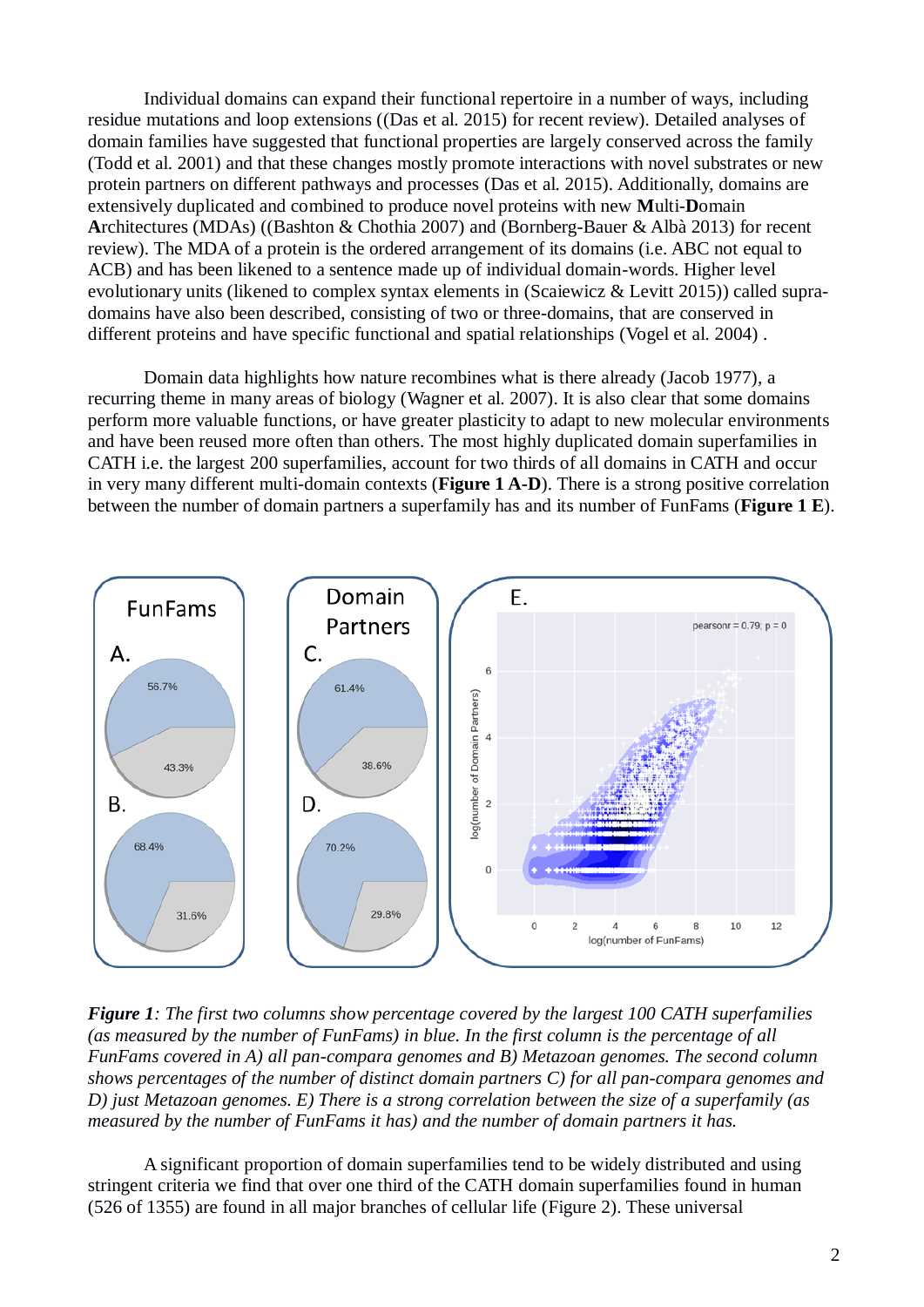Individual domains can expand their functional repertoire in a number of ways, including residue mutations and loop extensions ((Das et al. 2015) for recent review). Detailed analyses of domain families have suggested that functional properties are largely conserved across the family (Todd et al. 2001) and that these changes mostly promote interactions with novel substrates or new protein partners on different pathways and processes (Das et al. 2015). Additionally, domains are extensively duplicated and combined to produce novel proteins with new **M**ulti-**D**omain **A**rchitectures (MDAs) ((Bashton & Chothia 2007) and (Bornberg-Bauer & Albà 2013) for recent review). The MDA of a protein is the ordered arrangement of its domains (i.e. ABC not equal to ACB) and has been likened to a sentence made up of individual domain-words. Higher level evolutionary units (likened to complex syntax elements in (Scaiewicz & Levitt 2015)) called supra-domains have also been described, consisting of two or three-domains, that are conserved in different proteins and have specific functional and spatial relationships (Vogel et al. 2004) .

Domain data highlights how nature recombines what is there already (Jacob 1977), a recurring theme in many areas of biology (Wagner et al. 2007). It is also clear that some domains perform more valuable functions, or have greater plasticity to adapt to new molecular environments and have been reused more often than others. The most highly duplicated domain superfamilies in CATH i.e. the largest 200 superfamilies, account for two thirds of all domains in CATH and occur in very many different multi-domain contexts (**Figure 1 A-D**). There is a strong positive correlation between the number of domain partners a superfamily has and its number of FunFams (**Figure 1 E**).

***Figure 1****: The first two columns show percentage covered by the largest 100 CATH superfamilies (as measured by the number of FunFams) in blue. In the first column is the percentage of all FunFams covered in A) all pan-compara genomes and B) Metazoan genomes. The second column shows percentages of the number of distinct domain partners C) for all pan-compara genomes and D) just Metazoan genomes. E) There is a strong correlation between the size of a superfamily (as measured by the number of FunFams it has) and the number of domain partners it has.*

A significant proportion of domain superfamilies tend to be widely distributed and using stringent criteria we find that over one third of the CATH domain superfamilies found in human (526 of 1355) are found in all major branches of cellular life (Figure 2). These universal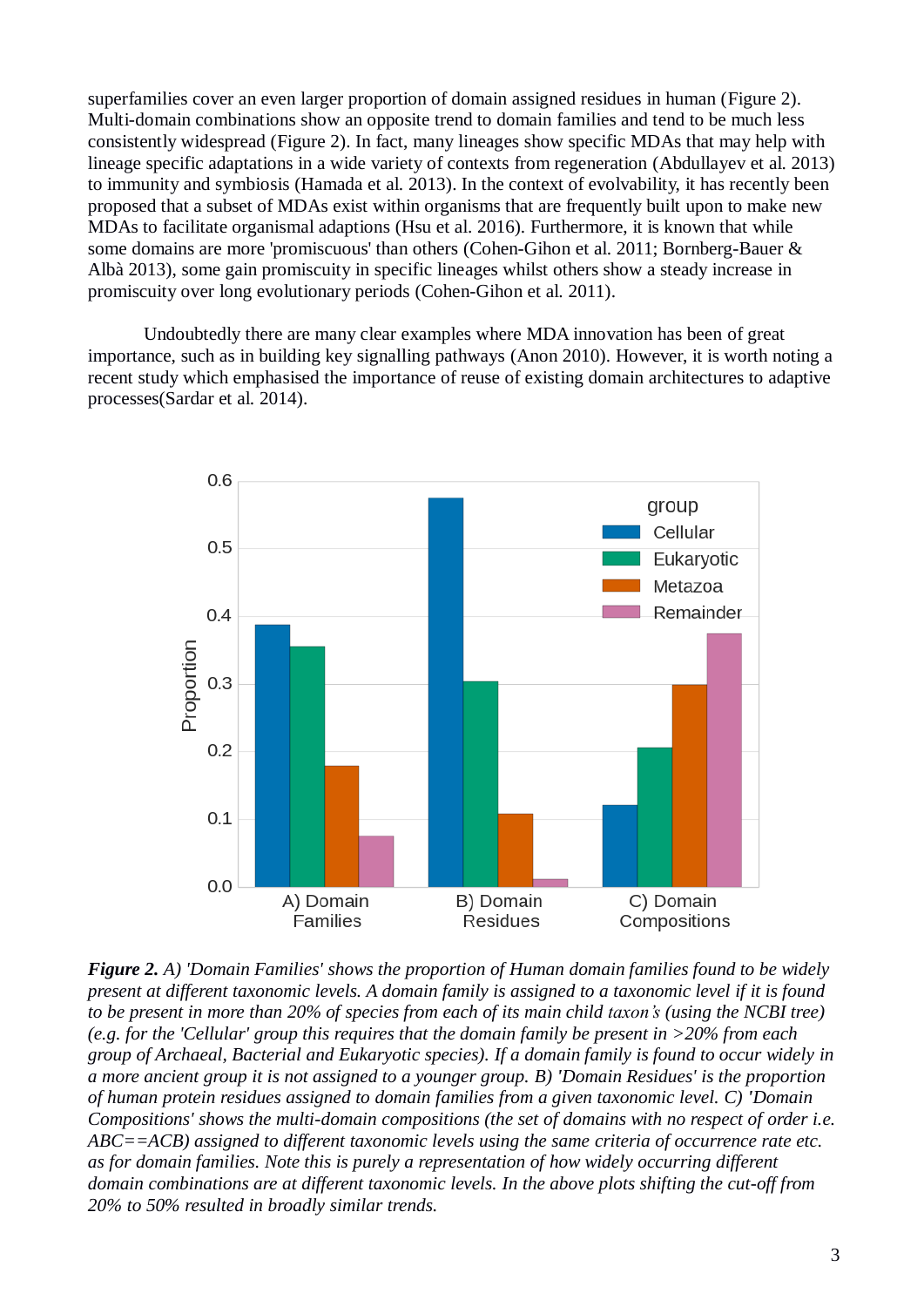superfamilies cover an even larger proportion of domain assigned residues in human (Figure 2). Multi-domain combinations show an opposite trend to domain families and tend to be much less consistently widespread (Figure 2). In fact, many lineages show specific MDAs that may help with lineage specific adaptations in a wide variety of contexts from regeneration (Abdullayev et al. 2013) to immunity and symbiosis (Hamada et al. 2013). In the context of evolvability, it has recently been proposed that a subset of MDAs exist within organisms that are frequently built upon to make new MDAs to facilitate organismal adaptions (Hsu et al. 2016). Furthermore, it is known that while some domains are more 'promiscuous' than others (Cohen-Gihon et al. 2011; Bornberg-Bauer & Albà 2013), some gain promiscuity in specific lineages whilst others show a steady increase in promiscuity over long evolutionary periods (Cohen-Gihon et al. 2011).

Undoubtedly there are many clear examples where MDA innovation has been of great importance, such as in building key signalling pathways (Anon 2010). However, it is worth noting a recent study which emphasised the importance of reuse of existing domain architectures to adaptive processes(Sardar et al. 2014).

***Figure 2.*** *A) 'Domain Families' shows the proportion of Human domain families found to be widely present at different taxonomic levels. A domain family is assigned to a taxonomic level if it is found to be present in more than 20% of species from each of its main child taxon's (using the NCBI tree) (e.g. for the 'Cellular' group this requires that the domain family be present in >20% from each group of Archaeal, Bacterial and Eukaryotic species). If a domain family is found to occur widely in a more ancient group it is not assigned to a younger group. B) 'Domain Residues' is the proportion of human protein residues assigned to domain families from a given taxonomic level. C) 'Domain Compositions' shows the multi-domain compositions (the set of domains with no respect of order i.e. ABC==ACB) assigned to different taxonomic levels using the same criteria of occurrence rate etc. as for domain families. Note this is purely a representation of how widely occurring different domain combinations are at different taxonomic levels. In the above plots shifting the cut-off from 20% to 50% resulted in broadly similar trends.*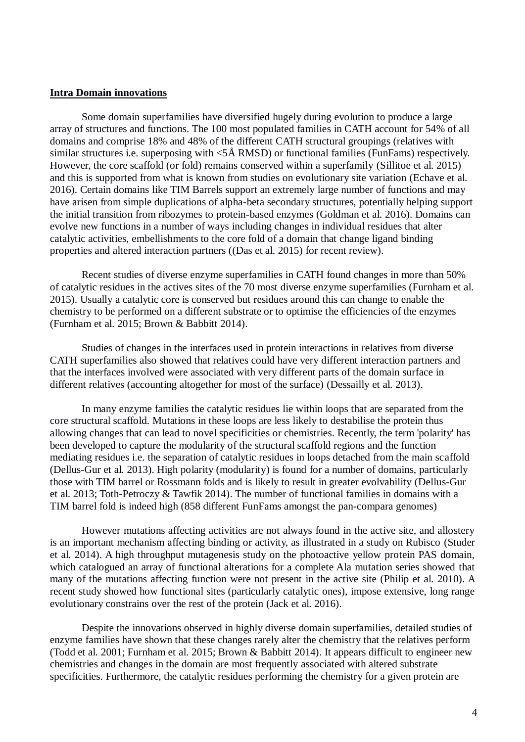**Intra Domain innovations**

Some domain superfamilies have diversified hugely during evolution to produce a large array of structures and functions. The 100 most populated families in CATH account for 54% of all domains and comprise 18% and 48% of the different CATH structural groupings (relatives with similar structures i.e. superposing with <5Å RMSD) or functional families (FunFams) respectively. However, the core scaffold (or fold) remains conserved within a superfamily (Sillitoe et al. 2015) and this is supported from what is known from studies on evolutionary site variation (Echave et al. 2016). Certain domains like TIM Barrels support an extremely large number of functions and may have arisen from simple duplications of alpha-beta secondary structures, potentially helping support the initial transition from ribozymes to protein-based enzymes (Goldman et al. 2016). Domains can evolve new functions in a number of ways including changes in individual residues that alter catalytic activities, embellishments to the core fold of a domain that change ligand binding properties and altered interaction partners ((Das et al. 2015) for recent review).

Recent studies of diverse enzyme superfamilies in CATH found changes in more than 50% of catalytic residues in the actives sites of the 70 most diverse enzyme superfamilies (Furnham et al. 2015). Usually a catalytic core is conserved but residues around this can change to enable the chemistry to be performed on a different substrate or to optimise the efficiencies of the enzymes (Furnham et al. 2015; Brown & Babbitt 2014).

Studies of changes in the interfaces used in protein interactions in relatives from diverse CATH superfamilies also showed that relatives could have very different interaction partners and that the interfaces involved were associated with very different parts of the domain surface in different relatives (accounting altogether for most of the surface) (Dessailly et al. 2013).

In many enzyme families the catalytic residues lie within loops that are separated from the core structural scaffold. Mutations in these loops are less likely to destabilise the protein thus allowing changes that can lead to novel specificities or chemistries. Recently, the term 'polarity' has been developed to capture the modularity of the structural scaffold regions and the function mediating residues i.e. the separation of catalytic residues in loops detached from the main scaffold (Dellus-Gur et al. 2013). High polarity (modularity) is found for a number of domains, particularly those with TIM barrel or Rossmann folds and is likely to result in greater evolvability (Dellus-Gur et al. 2013; Toth-Petroczy & Tawfik 2014). The number of functional families in domains with a TIM barrel fold is indeed high (858 different FunFams amongst the pan-compara genomes)

However mutations affecting activities are not always found in the active site, and allostery is an important mechanism affecting binding or activity, as illustrated in a study on Rubisco (Studer et al. 2014). A high throughput mutagenesis study on the photoactive yellow protein PAS domain, which catalogued an array of functional alterations for a complete Ala mutation series showed that many of the mutations affecting function were not present in the active site (Philip et al. 2010). A recent study showed how functional sites (particularly catalytic ones), impose extensive, long range evolutionary constrains over the rest of the protein (Jack et al. 2016).

Despite the innovations observed in highly diverse domain superfamilies, detailed studies of enzyme families have shown that these changes rarely alter the chemistry that the relatives perform (Todd et al. 2001; Furnham et al. 2015; Brown & Babbitt 2014). It appears difficult to engineer new chemistries and changes in the domain are most frequently associated with altered substrate specificities. Furthermore, the catalytic residues performing the chemistry for a given protein are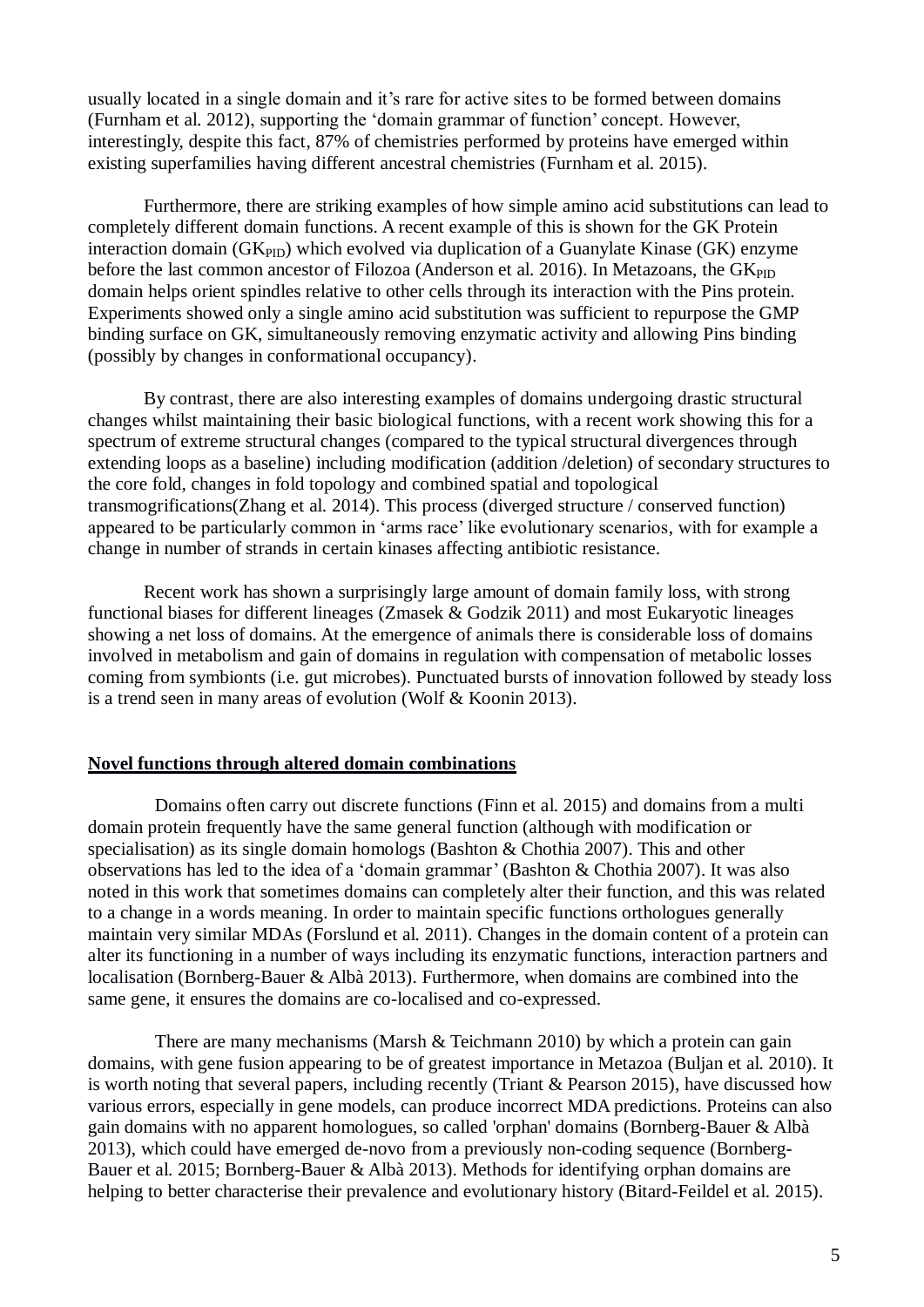usually located in a single domain and it's rare for active sites to be formed between domains (Furnham et al. 2012), supporting the 'domain grammar of function' concept. However, interestingly, despite this fact, 87% of chemistries performed by proteins have emerged within existing superfamilies having different ancestral chemistries (Furnham et al. 2015).

Furthermore, there are striking examples of how simple amino acid substitutions can lead to completely different domain functions. A recent example of this is shown for the GK Protein interaction domain ($GK_{PID}$) which evolved via duplication of a Guanylate Kinase (GK) enzyme before the last common ancestor of Filozoa (Anderson et al. 2016). In Metazoans, the $GK_{PID}$ domain helps orient spindles relative to other cells through its interaction with the Pins protein. Experiments showed only a single amino acid substitution was sufficient to repurpose the GMP binding surface on GK, simultaneously removing enzymatic activity and allowing Pins binding (possibly by changes in conformational occupancy).

By contrast, there are also interesting examples of domains undergoing drastic structural changes whilst maintaining their basic biological functions, with a recent work showing this for a spectrum of extreme structural changes (compared to the typical structural divergences through extending loops as a baseline) including modification (addition /deletion) of secondary structures to the core fold, changes in fold topology and combined spatial and topological transmogrifications(Zhang et al. 2014). This process (diverged structure / conserved function) appeared to be particularly common in 'arms race' like evolutionary scenarios, with for example a change in number of strands in certain kinases affecting antibiotic resistance.

Recent work has shown a surprisingly large amount of domain family loss, with strong functional biases for different lineages (Zmasek & Godzik 2011) and most Eukaryotic lineages showing a net loss of domains. At the emergence of animals there is considerable loss of domains involved in metabolism and gain of domains in regulation with compensation of metabolic losses coming from symbionts (i.e. gut microbes). Punctuated bursts of innovation followed by steady loss is a trend seen in many areas of evolution (Wolf & Koonin 2013).

## Novel functions through altered domain combinations

Domains often carry out discrete functions (Finn et al. 2015) and domains from a multi domain protein frequently have the same general function (although with modification or specialisation) as its single domain homologs (Bashton & Chothia 2007). This and other observations has led to the idea of a 'domain grammar' (Bashton & Chothia 2007). It was also noted in this work that sometimes domains can completely alter their function, and this was related to a change in a words meaning. In order to maintain specific functions orthologues generally maintain very similar MDAs (Forslund et al. 2011). Changes in the domain content of a protein can alter its functioning in a number of ways including its enzymatic functions, interaction partners and localisation (Bornberg-Bauer & Albà 2013). Furthermore, when domains are combined into the same gene, it ensures the domains are co-localised and co-expressed.

There are many mechanisms (Marsh & Teichmann 2010) by which a protein can gain domains, with gene fusion appearing to be of greatest importance in Metazoa (Buljan et al. 2010). It is worth noting that several papers, including recently (Triant & Pearson 2015), have discussed how various errors, especially in gene models, can produce incorrect MDA predictions. Proteins can also gain domains with no apparent homologues, so called 'orphan' domains (Bornberg-Bauer & Albà 2013), which could have emerged de-novo from a previously non-coding sequence (Bornberg-Bauer et al. 2015; Bornberg-Bauer & Albà 2013). Methods for identifying orphan domains are helping to better characterise their prevalence and evolutionary history (Bitard-Feildel et al. 2015).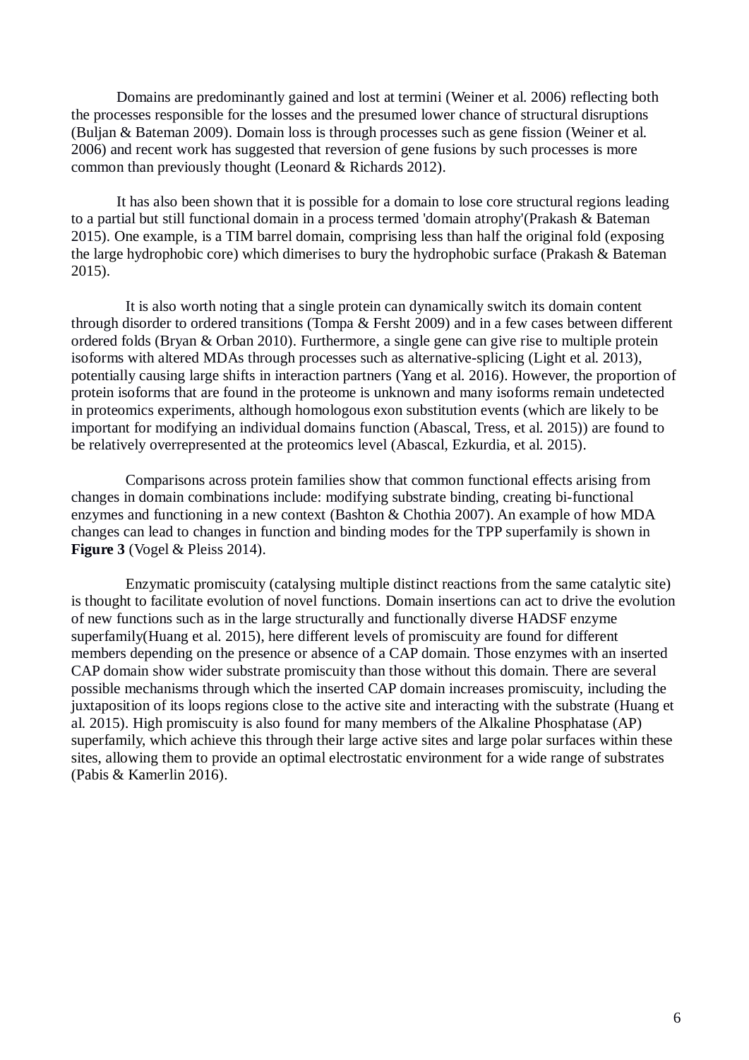Domains are predominantly gained and lost at termini (Weiner et al. 2006) reflecting both the processes responsible for the losses and the presumed lower chance of structural disruptions (Buljan & Bateman 2009). Domain loss is through processes such as gene fission (Weiner et al. 2006) and recent work has suggested that reversion of gene fusions by such processes is more common than previously thought (Leonard & Richards 2012).

It has also been shown that it is possible for a domain to lose core structural regions leading to a partial but still functional domain in a process termed 'domain atrophy'(Prakash & Bateman 2015). One example, is a TIM barrel domain, comprising less than half the original fold (exposing the large hydrophobic core) which dimerises to bury the hydrophobic surface (Prakash & Bateman 2015).

It is also worth noting that a single protein can dynamically switch its domain content through disorder to ordered transitions (Tompa & Fersht 2009) and in a few cases between different ordered folds (Bryan & Orban 2010). Furthermore, a single gene can give rise to multiple protein isoforms with altered MDAs through processes such as alternative-splicing (Light et al. 2013), potentially causing large shifts in interaction partners (Yang et al. 2016). However, the proportion of protein isoforms that are found in the proteome is unknown and many isoforms remain undetected in proteomics experiments, although homologous exon substitution events (which are likely to be important for modifying an individual domains function (Abascal, Tress, et al. 2015)) are found to be relatively overrepresented at the proteomics level (Abascal, Ezkurdia, et al. 2015).

Comparisons across protein families show that common functional effects arising from changes in domain combinations include: modifying substrate binding, creating bi-functional enzymes and functioning in a new context (Bashton & Chothia 2007). An example of how MDA changes can lead to changes in function and binding modes for the TPP superfamily is shown in **Figure 3** (Vogel & Pleiss 2014).

Enzymatic promiscuity (catalysing multiple distinct reactions from the same catalytic site) is thought to facilitate evolution of novel functions. Domain insertions can act to drive the evolution of new functions such as in the large structurally and functionally diverse HADSF enzyme superfamily(Huang et al. 2015), here different levels of promiscuity are found for different members depending on the presence or absence of a CAP domain. Those enzymes with an inserted CAP domain show wider substrate promiscuity than those without this domain. There are several possible mechanisms through which the inserted CAP domain increases promiscuity, including the juxtaposition of its loops regions close to the active site and interacting with the substrate (Huang et al. 2015). High promiscuity is also found for many members of the Alkaline Phosphatase (AP) superfamily, which achieve this through their large active sites and large polar surfaces within these sites, allowing them to provide an optimal electrostatic environment for a wide range of substrates (Pabis & Kamerlin 2016).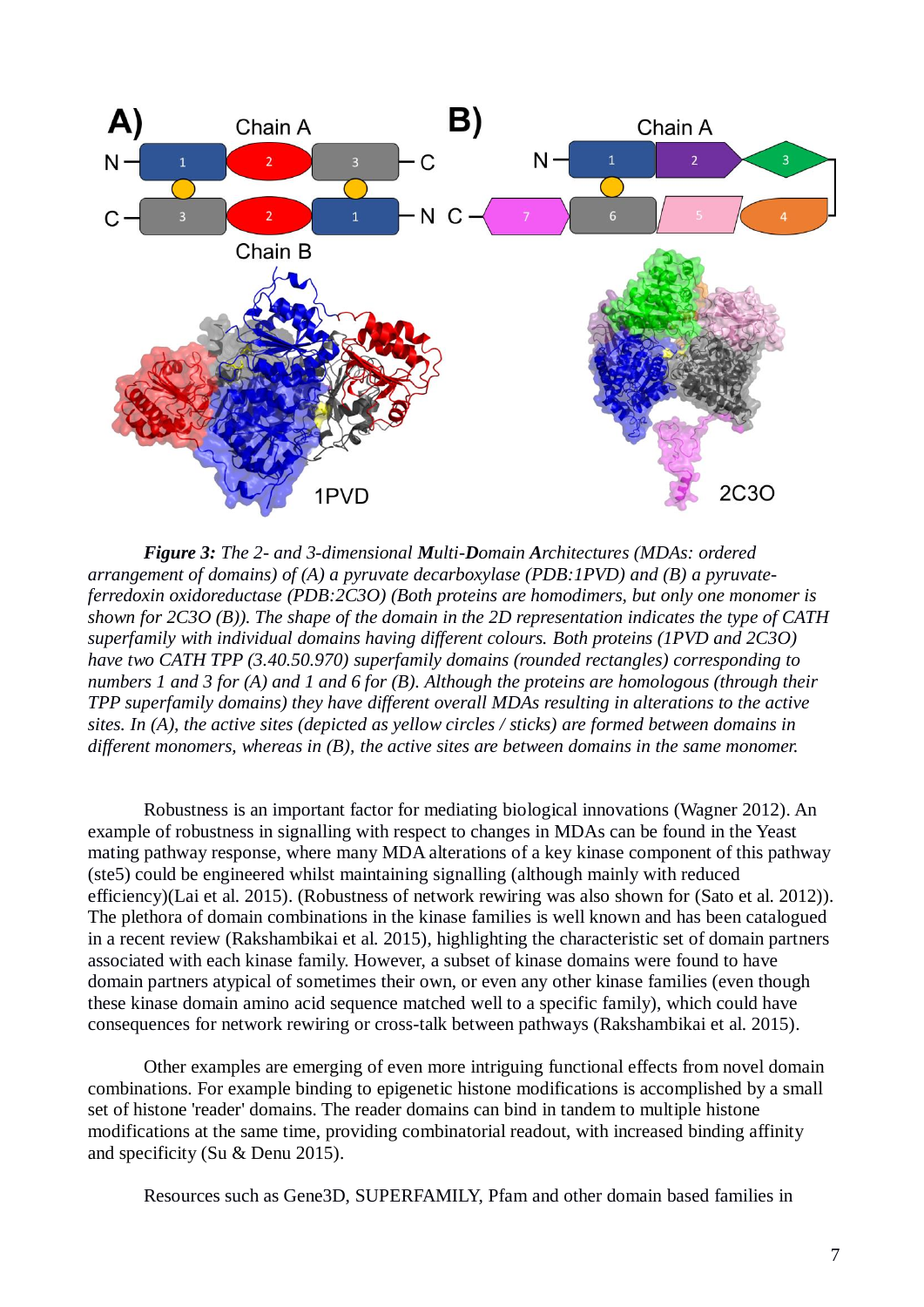*__Figure 3:__ The 2- and 3-dimensional __M__ulti-__D__omain __A__rchitectures (MDAs: ordered arrangement of domains) of (A) a pyruvate decarboxylase (PDB:1PVD) and (B) a pyruvate-ferredoxin oxidoreductase (PDB:2C3O) (Both proteins are homodimers, but only one monomer is shown for 2C3O (B)). The shape of the domain in the 2D representation indicates the type of CATH superfamily with individual domains having different colours. Both proteins (1PVD and 2C3O) have two CATH TPP (3.40.50.970) superfamily domains (rounded rectangles) corresponding to numbers 1 and 3 for (A) and 1 and 6 for (B). Although the proteins are homologous (through their TPP superfamily domains) they have different overall MDAs resulting in alterations to the active sites. In (A), the active sites (depicted as yellow circles / sticks) are formed between domains in different monomers, whereas in (B), the active sites are between domains in the same monomer.*

Robustness is an important factor for mediating biological innovations (Wagner 2012). An example of robustness in signalling with respect to changes in MDAs can be found in the Yeast mating pathway response, where many MDA alterations of a key kinase component of this pathway (ste5) could be engineered whilst maintaining signalling (although mainly with reduced efficiency)(Lai et al. 2015). (Robustness of network rewiring was also shown for (Sato et al. 2012)). The plethora of domain combinations in the kinase families is well known and has been catalogued in a recent review (Rakshambikai et al. 2015), highlighting the characteristic set of domain partners associated with each kinase family. However, a subset of kinase domains were found to have domain partners atypical of sometimes their own, or even any other kinase families (even though these kinase domain amino acid sequence matched well to a specific family), which could have consequences for network rewiring or cross-talk between pathways (Rakshambikai et al. 2015).

Other examples are emerging of even more intriguing functional effects from novel domain combinations. For example binding to epigenetic histone modifications is accomplished by a small set of histone 'reader' domains. The reader domains can bind in tandem to multiple histone modifications at the same time, providing combinatorial readout, with increased binding affinity and specificity (Su & Denu 2015).

Resources such as Gene3D, SUPERFAMILY, Pfam and other domain based families in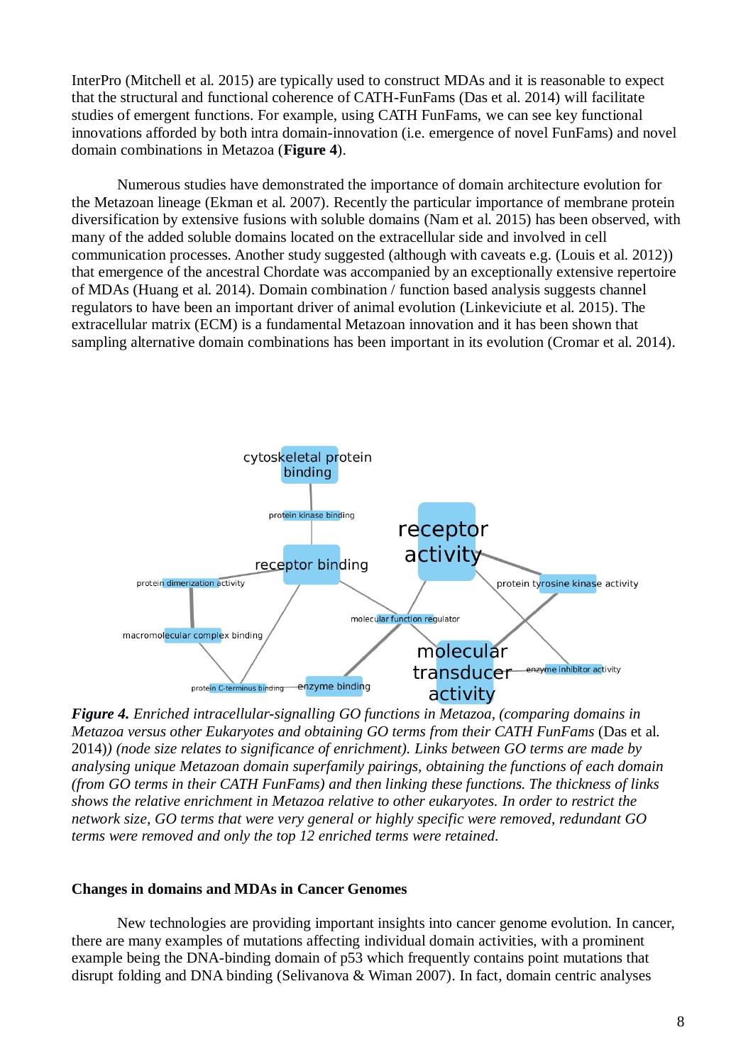InterPro (Mitchell et al. 2015) are typically used to construct MDAs and it is reasonable to expect that the structural and functional coherence of CATH-FunFams (Das et al. 2014) will facilitate studies of emergent functions. For example, using CATH FunFams, we can see key functional innovations afforded by both intra domain-innovation (i.e. emergence of novel FunFams) and novel domain combinations in Metazoa (**Figure 4**).

Numerous studies have demonstrated the importance of domain architecture evolution for the Metazoan lineage (Ekman et al. 2007). Recently the particular importance of membrane protein diversification by extensive fusions with soluble domains (Nam et al. 2015) has been observed, with many of the added soluble domains located on the extracellular side and involved in cell communication processes. Another study suggested (although with caveats e.g. (Louis et al. 2012)) that emergence of the ancestral Chordate was accompanied by an exceptionally extensive repertoire of MDAs (Huang et al. 2014). Domain combination / function based analysis suggests channel regulators to have been an important driver of animal evolution (Linkeviciute et al. 2015). The extracellular matrix (ECM) is a fundamental Metazoan innovation and it has been shown that sampling alternative domain combinations has been important in its evolution (Cromar et al. 2014).

***Figure 4.*** *Enriched intracellular-signalling GO functions in Metazoa, (comparing domains in Metazoa versus other Eukaryotes and obtaining GO terms from their CATH FunFams* (Das et al. 2014)*) (node size relates to significance of enrichment). Links between GO terms are made by analysing unique Metazoan domain superfamily pairings, obtaining the functions of each domain (from GO terms in their CATH FunFams) and then linking these functions. The thickness of links shows the relative enrichment in Metazoa relative to other eukaryotes. In order to restrict the network size, GO terms that were very general or highly specific were removed, redundant GO terms were removed and only the top 12 enriched terms were retained.*

**Changes in domains and MDAs in Cancer Genomes**

New technologies are providing important insights into cancer genome evolution. In cancer, there are many examples of mutations affecting individual domain activities, with a prominent example being the DNA-binding domain of p53 which frequently contains point mutations that disrupt folding and DNA binding (Selivanova & Wiman 2007). In fact, domain centric analyses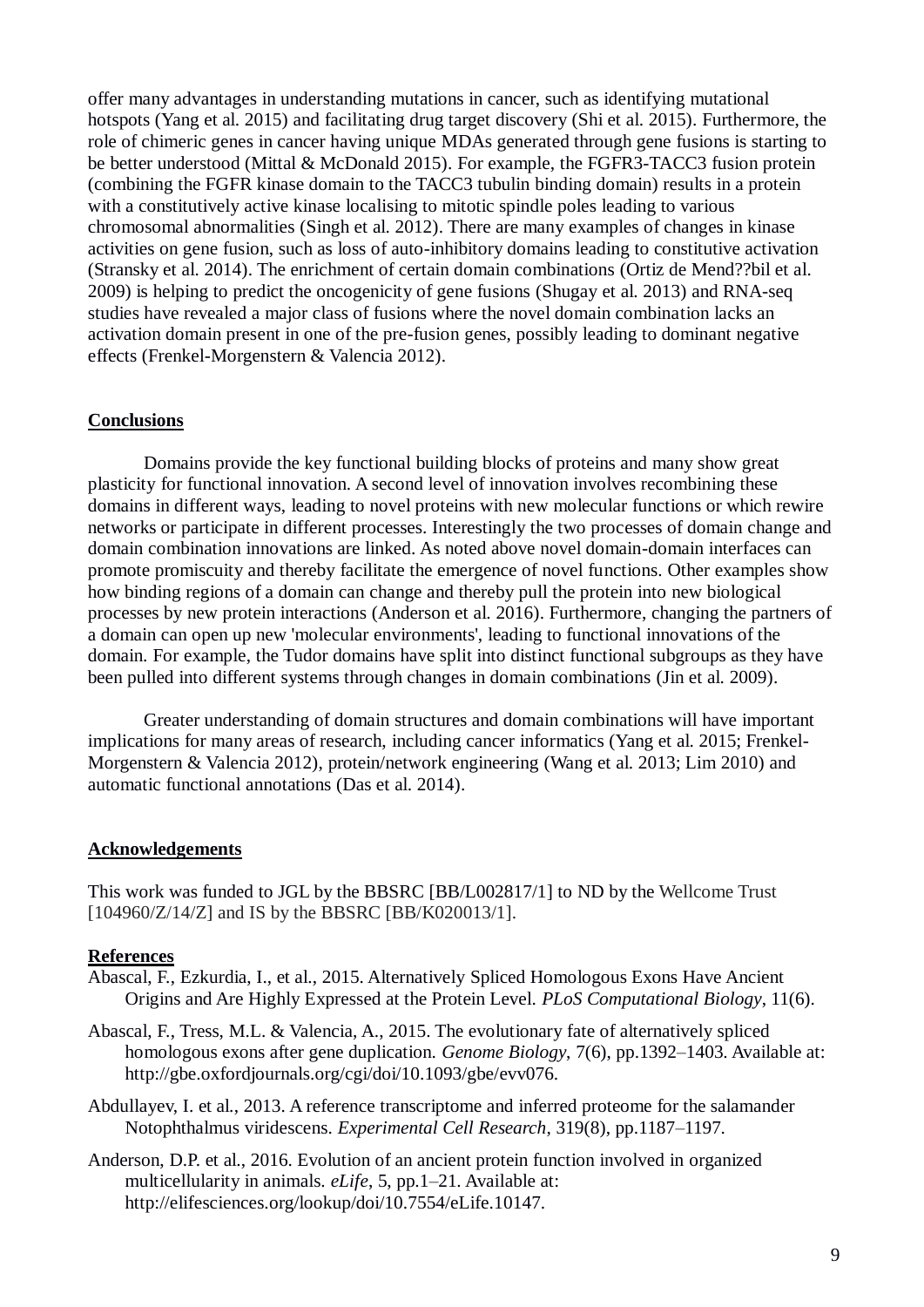offer many advantages in understanding mutations in cancer, such as identifying mutational hotspots (Yang et al. 2015) and facilitating drug target discovery (Shi et al. 2015). Furthermore, the role of chimeric genes in cancer having unique MDAs generated through gene fusions is starting to be better understood (Mittal & McDonald 2015). For example, the FGFR3-TACC3 fusion protein (combining the FGFR kinase domain to the TACC3 tubulin binding domain) results in a protein with a constitutively active kinase localising to mitotic spindle poles leading to various chromosomal abnormalities (Singh et al. 2012). There are many examples of changes in kinase activities on gene fusion, such as loss of auto-inhibitory domains leading to constitutive activation (Stransky et al. 2014). The enrichment of certain domain combinations (Ortiz de Mend??bil et al. 2009) is helping to predict the oncogenicity of gene fusions (Shugay et al. 2013) and RNA-seq studies have revealed a major class of fusions where the novel domain combination lacks an activation domain present in one of the pre-fusion genes, possibly leading to dominant negative effects (Frenkel-Morgenstern & Valencia 2012).

## Conclusions

Domains provide the key functional building blocks of proteins and many show great plasticity for functional innovation. A second level of innovation involves recombining these domains in different ways, leading to novel proteins with new molecular functions or which rewire networks or participate in different processes. Interestingly the two processes of domain change and domain combination innovations are linked. As noted above novel domain-domain interfaces can promote promiscuity and thereby facilitate the emergence of novel functions. Other examples show how binding regions of a domain can change and thereby pull the protein into new biological processes by new protein interactions (Anderson et al. 2016). Furthermore, changing the partners of a domain can open up new 'molecular environments', leading to functional innovations of the domain. For example, the Tudor domains have split into distinct functional subgroups as they have been pulled into different systems through changes in domain combinations (Jin et al. 2009).

Greater understanding of domain structures and domain combinations will have important implications for many areas of research, including cancer informatics (Yang et al. 2015; Frenkel-Morgenstern & Valencia 2012), protein/network engineering (Wang et al. 2013; Lim 2010) and automatic functional annotations (Das et al. 2014).

## Acknowledgements

This work was funded to JGL by the BBSRC [BB/L002817/1] to ND by the Wellcome Trust [104960/Z/14/Z] and IS by the BBSRC [BB/K020013/1].

## References

Abascal, F., Ezkurdia, I., et al., 2015. Alternatively Spliced Homologous Exons Have Ancient Origins and Are Highly Expressed at the Protein Level. *PLoS Computational Biology*, 11(6).

Abascal, F., Tress, M.L. & Valencia, A., 2015. The evolutionary fate of alternatively spliced homologous exons after gene duplication. *Genome Biology*, 7(6), pp.1392–1403. Available at: http://gbe.oxfordjournals.org/cgi/doi/10.1093/gbe/evv076.

Abdullayev, I. et al., 2013. A reference transcriptome and inferred proteome for the salamander Notophthalmus viridescens. *Experimental Cell Research*, 319(8), pp.1187–1197.

Anderson, D.P. et al., 2016. Evolution of an ancient protein function involved in organized multicellularity in animals. *eLife*, 5, pp.1–21. Available at: http://elifesciences.org/lookup/doi/10.7554/eLife.10147.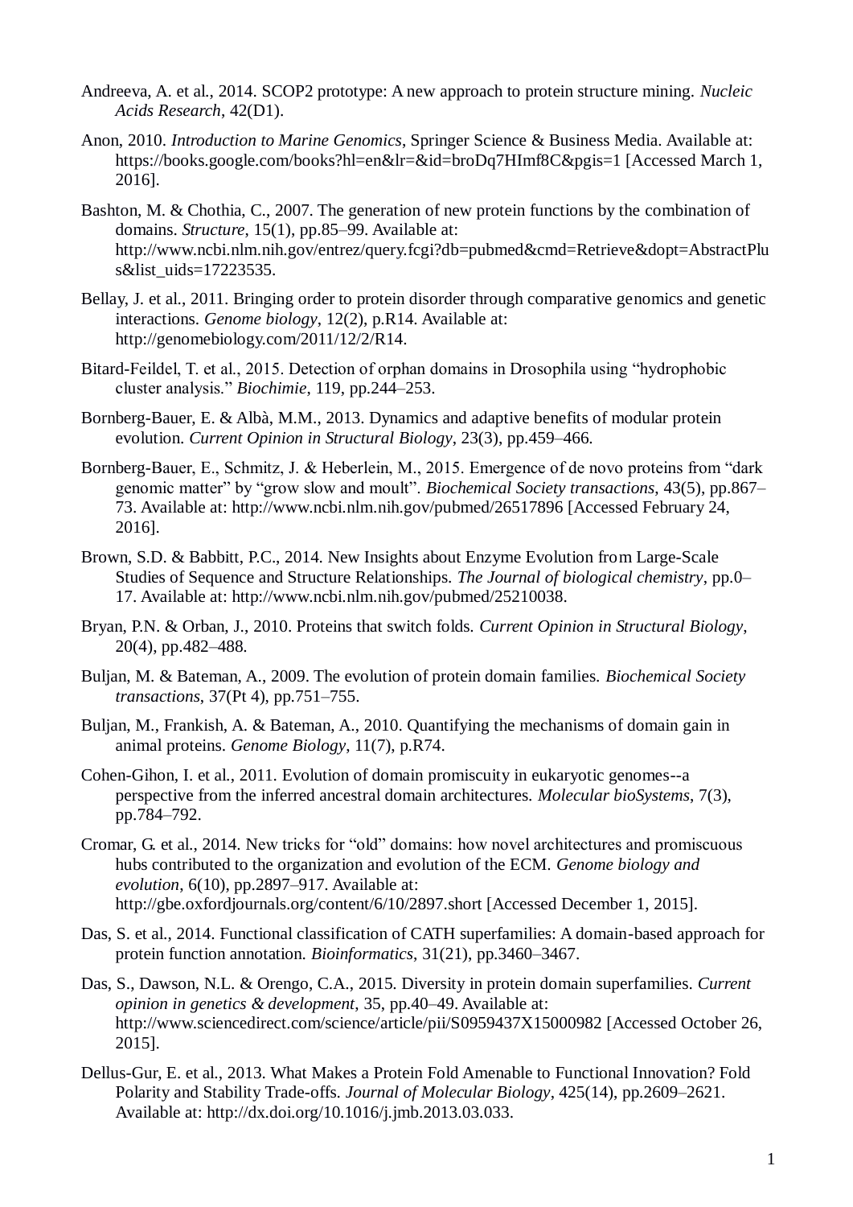Andreeva, A. et al., 2014. SCOP2 prototype: A new approach to protein structure mining. *Nucleic Acids Research*, 42(D1).

Anon, 2010. *Introduction to Marine Genomics*, Springer Science & Business Media. Available at: https://books.google.com/books?hl=en&lr=&id=broDq7HImf8C&pgis=1 [Accessed March 1, 2016].

Bashton, M. & Chothia, C., 2007. The generation of new protein functions by the combination of domains. *Structure*, 15(1), pp.85–99. Available at: http://www.ncbi.nlm.nih.gov/entrez/query.fcgi?db=pubmed&cmd=Retrieve&dopt=AbstractPlus&list_uids=17223535.

Bellay, J. et al., 2011. Bringing order to protein disorder through comparative genomics and genetic interactions. *Genome biology*, 12(2), p.R14. Available at: http://genomebiology.com/2011/12/2/R14.

Bitard-Feildel, T. et al., 2015. Detection of orphan domains in Drosophila using "hydrophobic cluster analysis." *Biochimie*, 119, pp.244–253.

Bornberg-Bauer, E. & Albà, M.M., 2013. Dynamics and adaptive benefits of modular protein evolution. *Current Opinion in Structural Biology*, 23(3), pp.459–466.

Bornberg-Bauer, E., Schmitz, J. & Heberlein, M., 2015. Emergence of de novo proteins from "dark genomic matter" by "grow slow and moult". *Biochemical Society transactions*, 43(5), pp.867–73. Available at: http://www.ncbi.nlm.nih.gov/pubmed/26517896 [Accessed February 24, 2016].

Brown, S.D. & Babbitt, P.C., 2014. New Insights about Enzyme Evolution from Large-Scale Studies of Sequence and Structure Relationships. *The Journal of biological chemistry*, pp.0–17. Available at: http://www.ncbi.nlm.nih.gov/pubmed/25210038.

Bryan, P.N. & Orban, J., 2010. Proteins that switch folds. *Current Opinion in Structural Biology*, 20(4), pp.482–488.

Buljan, M. & Bateman, A., 2009. The evolution of protein domain families. *Biochemical Society transactions*, 37(Pt 4), pp.751–755.

Buljan, M., Frankish, A. & Bateman, A., 2010. Quantifying the mechanisms of domain gain in animal proteins. *Genome Biology*, 11(7), p.R74.

Cohen-Gihon, I. et al., 2011. Evolution of domain promiscuity in eukaryotic genomes--a perspective from the inferred ancestral domain architectures. *Molecular bioSystems*, 7(3), pp.784–792.

Cromar, G. et al., 2014. New tricks for "old" domains: how novel architectures and promiscuous hubs contributed to the organization and evolution of the ECM. *Genome biology and evolution*, 6(10), pp.2897–917. Available at: http://gbe.oxfordjournals.org/content/6/10/2897.short [Accessed December 1, 2015].

Das, S. et al., 2014. Functional classification of CATH superfamilies: A domain-based approach for protein function annotation. *Bioinformatics*, 31(21), pp.3460–3467.

Das, S., Dawson, N.L. & Orengo, C.A., 2015. Diversity in protein domain superfamilies. *Current opinion in genetics & development*, 35, pp.40–49. Available at: http://www.sciencedirect.com/science/article/pii/S0959437X15000982 [Accessed October 26, 2015].

Dellus-Gur, E. et al., 2013. What Makes a Protein Fold Amenable to Functional Innovation? Fold Polarity and Stability Trade-offs. *Journal of Molecular Biology*, 425(14), pp.2609–2621. Available at: http://dx.doi.org/10.1016/j.jmb.2013.03.033.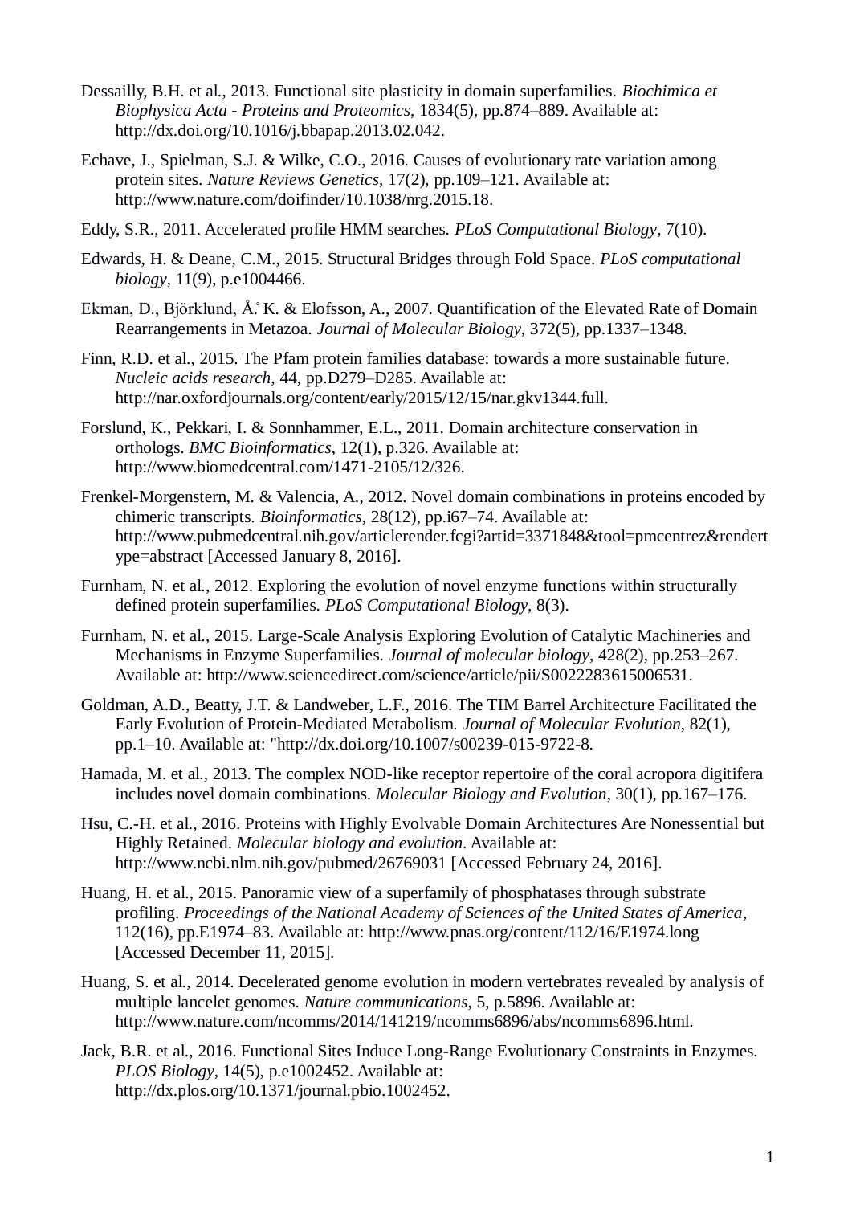Dessailly, B.H. et al., 2013. Functional site plasticity in domain superfamilies. *Biochimica et Biophysica Acta - Proteins and Proteomics*, 1834(5), pp.874–889. Available at: http://dx.doi.org/10.1016/j.bbapap.2013.02.042.

Echave, J., Spielman, S.J. & Wilke, C.O., 2016. Causes of evolutionary rate variation among protein sites. *Nature Reviews Genetics*, 17(2), pp.109–121. Available at: http://www.nature.com/doifinder/10.1038/nrg.2015.18.

Eddy, S.R., 2011. Accelerated profile HMM searches. *PLoS Computational Biology*, 7(10).

Edwards, H. & Deane, C.M., 2015. Structural Bridges through Fold Space. *PLoS computational biology*, 11(9), p.e1004466.

Ekman, D., Björklund, Å. K. & Elofsson, A., 2007. Quantification of the Elevated Rate of Domain Rearrangements in Metazoa. *Journal of Molecular Biology*, 372(5), pp.1337–1348.

Finn, R.D. et al., 2015. The Pfam protein families database: towards a more sustainable future. *Nucleic acids research*, 44, pp.D279–D285. Available at: http://nar.oxfordjournals.org/content/early/2015/12/15/nar.gkv1344.full.

Forslund, K., Pekkari, I. & Sonnhammer, E.L., 2011. Domain architecture conservation in orthologs. *BMC Bioinformatics*, 12(1), p.326. Available at: http://www.biomedcentral.com/1471-2105/12/326.

Frenkel-Morgenstern, M. & Valencia, A., 2012. Novel domain combinations in proteins encoded by chimeric transcripts. *Bioinformatics*, 28(12), pp.i67–74. Available at: http://www.pubmedcentral.nih.gov/articlerender.fcgi?artid=3371848&tool=pmcentrez&rendertype=abstract [Accessed January 8, 2016].

Furnham, N. et al., 2012. Exploring the evolution of novel enzyme functions within structurally defined protein superfamilies. *PLoS Computational Biology*, 8(3).

Furnham, N. et al., 2015. Large-Scale Analysis Exploring Evolution of Catalytic Machineries and Mechanisms in Enzyme Superfamilies. *Journal of molecular biology*, 428(2), pp.253–267. Available at: http://www.sciencedirect.com/science/article/pii/S0022283615006531.

Goldman, A.D., Beatty, J.T. & Landweber, L.F., 2016. The TIM Barrel Architecture Facilitated the Early Evolution of Protein-Mediated Metabolism. *Journal of Molecular Evolution*, 82(1), pp.1–10. Available at: "http://dx.doi.org/10.1007/s00239-015-9722-8.

Hamada, M. et al., 2013. The complex NOD-like receptor repertoire of the coral acropora digitifera includes novel domain combinations. *Molecular Biology and Evolution*, 30(1), pp.167–176.

Hsu, C.-H. et al., 2016. Proteins with Highly Evolvable Domain Architectures Are Nonessential but Highly Retained. *Molecular biology and evolution*. Available at: http://www.ncbi.nlm.nih.gov/pubmed/26769031 [Accessed February 24, 2016].

Huang, H. et al., 2015. Panoramic view of a superfamily of phosphatases through substrate profiling. *Proceedings of the National Academy of Sciences of the United States of America*, 112(16), pp.E1974–83. Available at: http://www.pnas.org/content/112/16/E1974.long [Accessed December 11, 2015].

Huang, S. et al., 2014. Decelerated genome evolution in modern vertebrates revealed by analysis of multiple lancelet genomes. *Nature communications*, 5, p.5896. Available at: http://www.nature.com/ncomms/2014/141219/ncomms6896/abs/ncomms6896.html.

Jack, B.R. et al., 2016. Functional Sites Induce Long-Range Evolutionary Constraints in Enzymes. *PLOS Biology*, 14(5), p.e1002452. Available at: http://dx.plos.org/10.1371/journal.pbio.1002452.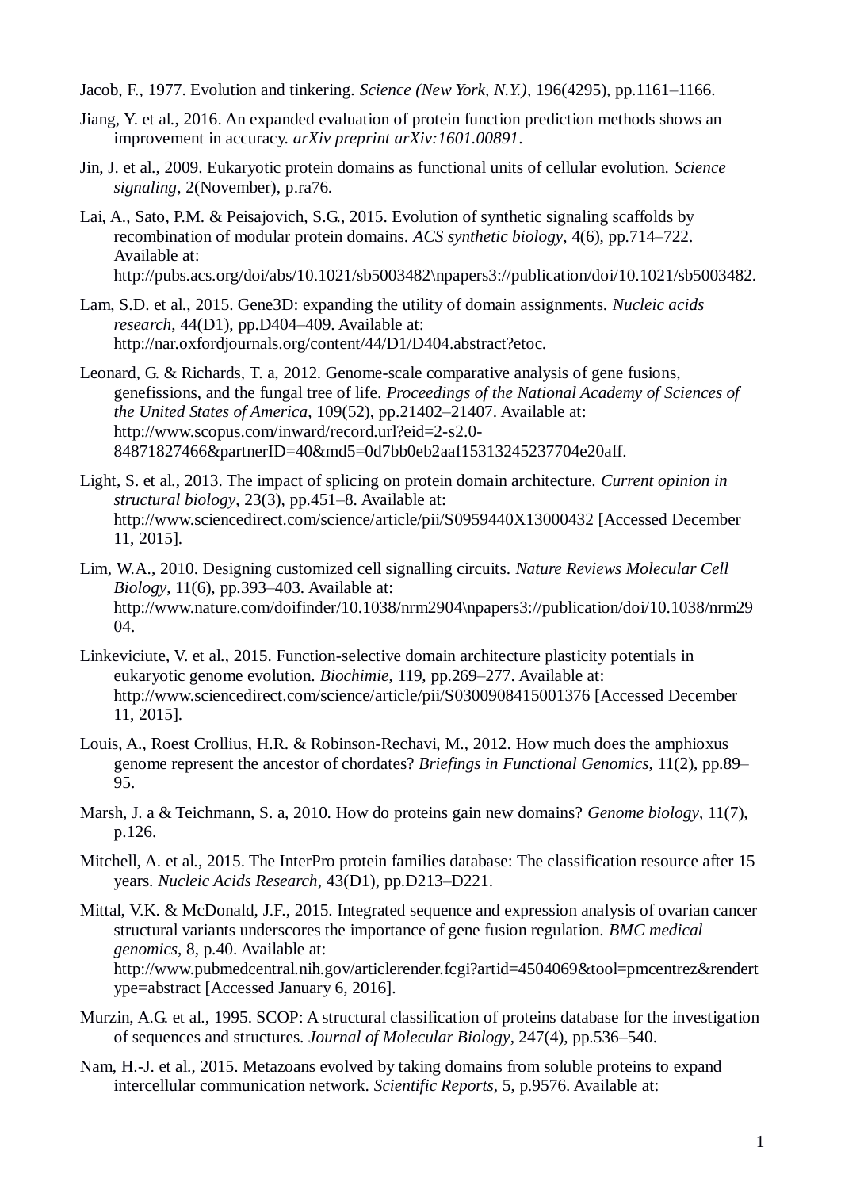Jacob, F., 1977. Evolution and tinkering. *Science (New York, N.Y.)*, 196(4295), pp.1161–1166.

Jiang, Y. et al., 2016. An expanded evaluation of protein function prediction methods shows an improvement in accuracy. *arXiv preprint arXiv:1601.00891*.

Jin, J. et al., 2009. Eukaryotic protein domains as functional units of cellular evolution. *Science signaling*, 2(November), p.ra76.

Lai, A., Sato, P.M. & Peisajovich, S.G., 2015. Evolution of synthetic signaling scaffolds by recombination of modular protein domains. *ACS synthetic biology*, 4(6), pp.714–722. Available at: http://pubs.acs.org/doi/abs/10.1021/sb5003482\npapers3://publication/doi/10.1021/sb5003482.

Lam, S.D. et al., 2015. Gene3D: expanding the utility of domain assignments. *Nucleic acids research*, 44(D1), pp.D404–409. Available at: http://nar.oxfordjournals.org/content/44/D1/D404.abstract?etoc.

Leonard, G. & Richards, T. a, 2012. Genome-scale comparative analysis of gene fusions, genefissions, and the fungal tree of life. *Proceedings of the National Academy of Sciences of the United States of America*, 109(52), pp.21402–21407. Available at: http://www.scopus.com/inward/record.url?eid=2-s2.0-84871827466&partnerID=40&md5=0d7bb0eb2aaf15313245237704e20aff.

Light, S. et al., 2013. The impact of splicing on protein domain architecture. *Current opinion in structural biology*, 23(3), pp.451–8. Available at: http://www.sciencedirect.com/science/article/pii/S0959440X13000432 [Accessed December 11, 2015].

Lim, W.A., 2010. Designing customized cell signalling circuits. *Nature Reviews Molecular Cell Biology*, 11(6), pp.393–403. Available at: http://www.nature.com/doifinder/10.1038/nrm2904\npapers3://publication/doi/10.1038/nrm2904.

Linkeviciute, V. et al., 2015. Function-selective domain architecture plasticity potentials in eukaryotic genome evolution. *Biochimie*, 119, pp.269–277. Available at: http://www.sciencedirect.com/science/article/pii/S0300908415001376 [Accessed December 11, 2015].

Louis, A., Roest Crollius, H.R. & Robinson-Rechavi, M., 2012. How much does the amphioxus genome represent the ancestor of chordates? *Briefings in Functional Genomics*, 11(2), pp.89–95.

Marsh, J. a & Teichmann, S. a, 2010. How do proteins gain new domains? *Genome biology*, 11(7), p.126.

Mitchell, A. et al., 2015. The InterPro protein families database: The classification resource after 15 years. *Nucleic Acids Research*, 43(D1), pp.D213–D221.

Mittal, V.K. & McDonald, J.F., 2015. Integrated sequence and expression analysis of ovarian cancer structural variants underscores the importance of gene fusion regulation. *BMC medical genomics*, 8, p.40. Available at: http://www.pubmedcentral.nih.gov/articlerender.fcgi?artid=4504069&tool=pmcentrez&rendertype=abstract [Accessed January 6, 2016].

Murzin, A.G. et al., 1995. SCOP: A structural classification of proteins database for the investigation of sequences and structures. *Journal of Molecular Biology*, 247(4), pp.536–540.

Nam, H.-J. et al., 2015. Metazoans evolved by taking domains from soluble proteins to expand intercellular communication network. *Scientific Reports*, 5, p.9576. Available at: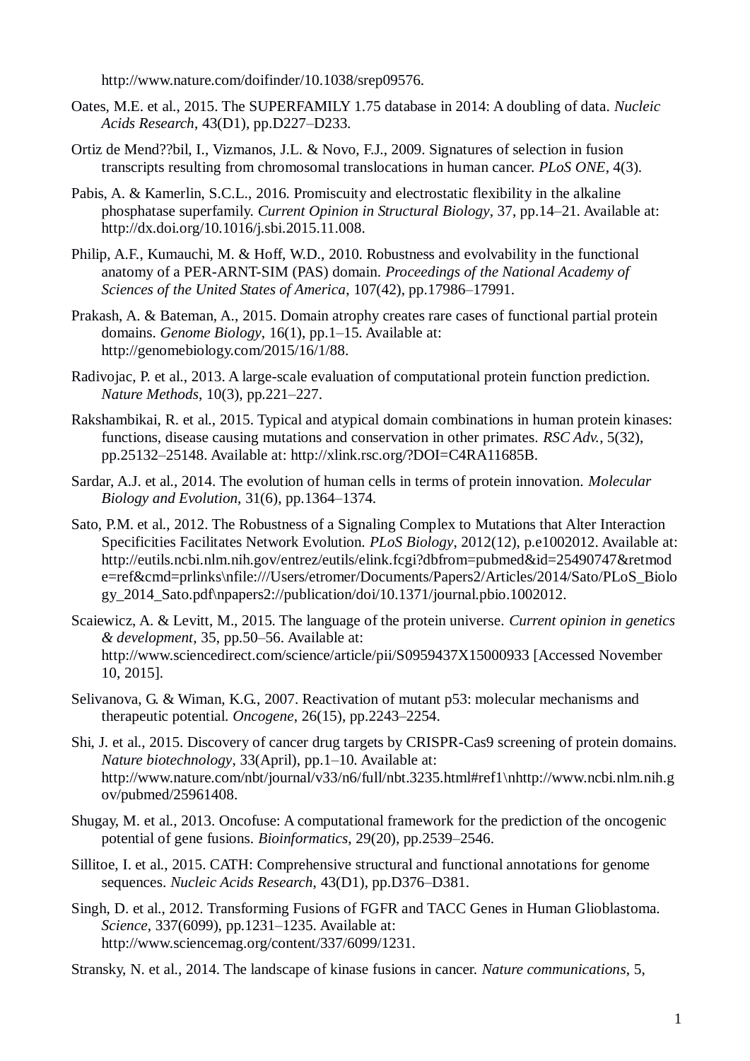http://www.nature.com/doifinder/10.1038/srep09576.

Oates, M.E. et al., 2015. The SUPERFAMILY 1.75 database in 2014: A doubling of data. *Nucleic Acids Research*, 43(D1), pp.D227–D233.

Ortiz de Mend??bil, I., Vizmanos, J.L. & Novo, F.J., 2009. Signatures of selection in fusion transcripts resulting from chromosomal translocations in human cancer. *PLoS ONE*, 4(3).

Pabis, A. & Kamerlin, S.C.L., 2016. Promiscuity and electrostatic flexibility in the alkaline phosphatase superfamily. *Current Opinion in Structural Biology*, 37, pp.14–21. Available at: http://dx.doi.org/10.1016/j.sbi.2015.11.008.

Philip, A.F., Kumauchi, M. & Hoff, W.D., 2010. Robustness and evolvability in the functional anatomy of a PER-ARNT-SIM (PAS) domain. *Proceedings of the National Academy of Sciences of the United States of America*, 107(42), pp.17986–17991.

Prakash, A. & Bateman, A., 2015. Domain atrophy creates rare cases of functional partial protein domains. *Genome Biology*, 16(1), pp.1–15. Available at: http://genomebiology.com/2015/16/1/88.

Radivojac, P. et al., 2013. A large-scale evaluation of computational protein function prediction. *Nature Methods*, 10(3), pp.221–227.

Rakshambikai, R. et al., 2015. Typical and atypical domain combinations in human protein kinases: functions, disease causing mutations and conservation in other primates. *RSC Adv.*, 5(32), pp.25132–25148. Available at: http://xlink.rsc.org/?DOI=C4RA11685B.

Sardar, A.J. et al., 2014. The evolution of human cells in terms of protein innovation. *Molecular Biology and Evolution*, 31(6), pp.1364–1374.

Sato, P.M. et al., 2012. The Robustness of a Signaling Complex to Mutations that Alter Interaction Specificities Facilitates Network Evolution. *PLoS Biology*, 2012(12), p.e1002012. Available at: http://eutils.ncbi.nlm.nih.gov/entrez/eutils/elink.fcgi?dbfrom=pubmed&id=25490747&retmode=ref&cmd=prlinks\nfile:///Users/etromer/Documents/Papers2/Articles/2014/Sato/PLoS_Biology_2014_Sato.pdf\npapers2://publication/doi/10.1371/journal.pbio.1002012.

Scaiewicz, A. & Levitt, M., 2015. The language of the protein universe. *Current opinion in genetics & development*, 35, pp.50–56. Available at: http://www.sciencedirect.com/science/article/pii/S0959437X15000933 [Accessed November 10, 2015].

Selivanova, G. & Wiman, K.G., 2007. Reactivation of mutant p53: molecular mechanisms and therapeutic potential. *Oncogene*, 26(15), pp.2243–2254.

Shi, J. et al., 2015. Discovery of cancer drug targets by CRISPR-Cas9 screening of protein domains. *Nature biotechnology*, 33(April), pp.1–10. Available at: http://www.nature.com/nbt/journal/v33/n6/full/nbt.3235.html#ref1\nhttp://www.ncbi.nlm.nih.gov/pubmed/25961408.

Shugay, M. et al., 2013. Oncofuse: A computational framework for the prediction of the oncogenic potential of gene fusions. *Bioinformatics*, 29(20), pp.2539–2546.

Sillitoe, I. et al., 2015. CATH: Comprehensive structural and functional annotations for genome sequences. *Nucleic Acids Research*, 43(D1), pp.D376–D381.

Singh, D. et al., 2012. Transforming Fusions of FGFR and TACC Genes in Human Glioblastoma. *Science*, 337(6099), pp.1231–1235. Available at: http://www.sciencemag.org/content/337/6099/1231.

Stransky, N. et al., 2014. The landscape of kinase fusions in cancer. *Nature communications*, 5,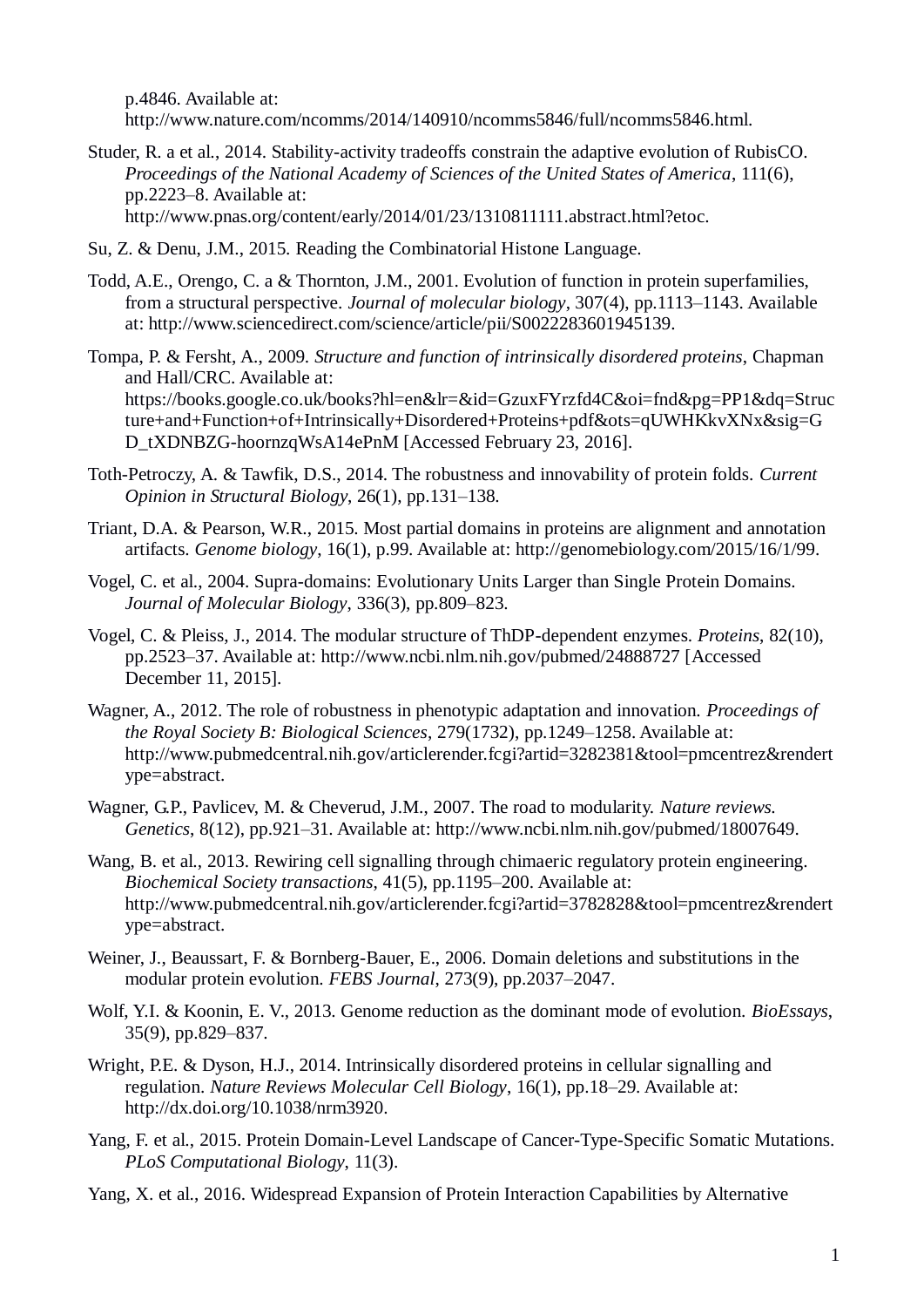p.4846. Available at: http://www.nature.com/ncomms/2014/140910/ncomms5846/full/ncomms5846.html.

Studer, R. a et al., 2014. Stability-activity tradeoffs constrain the adaptive evolution of RubisCO. *Proceedings of the National Academy of Sciences of the United States of America*, 111(6), pp.2223–8. Available at: http://www.pnas.org/content/early/2014/01/23/1310811111.abstract.html?etoc.

Su, Z. & Denu, J.M., 2015. Reading the Combinatorial Histone Language.

Todd, A.E., Orengo, C. a & Thornton, J.M., 2001. Evolution of function in protein superfamilies, from a structural perspective. *Journal of molecular biology*, 307(4), pp.1113–1143. Available at: http://www.sciencedirect.com/science/article/pii/S0022283601945139.

Tompa, P. & Fersht, A., 2009. *Structure and function of intrinsically disordered proteins*, Chapman and Hall/CRC. Available at: https://books.google.co.uk/books?hl=en&lr=&id=GzuxFYrzfd4C&oi=fnd&pg=PP1&dq=Structure+and+Function+of+Intrinsically+Disordered+Proteins+pdf&ots=qUWHKkvXNx&sig=GD_tXDNBZG-hoornzqWsA14ePnM [Accessed February 23, 2016].

Toth-Petroczy, A. & Tawfik, D.S., 2014. The robustness and innovability of protein folds. *Current Opinion in Structural Biology*, 26(1), pp.131–138.

Triant, D.A. & Pearson, W.R., 2015. Most partial domains in proteins are alignment and annotation artifacts. *Genome biology*, 16(1), p.99. Available at: http://genomebiology.com/2015/16/1/99.

Vogel, C. et al., 2004. Supra-domains: Evolutionary Units Larger than Single Protein Domains. *Journal of Molecular Biology*, 336(3), pp.809–823.

Vogel, C. & Pleiss, J., 2014. The modular structure of ThDP-dependent enzymes. *Proteins*, 82(10), pp.2523–37. Available at: http://www.ncbi.nlm.nih.gov/pubmed/24888727 [Accessed December 11, 2015].

Wagner, A., 2012. The role of robustness in phenotypic adaptation and innovation. *Proceedings of the Royal Society B: Biological Sciences*, 279(1732), pp.1249–1258. Available at: http://www.pubmedcentral.nih.gov/articlerender.fcgi?artid=3282381&tool=pmcentrez&rendertype=abstract.

Wagner, G.P., Pavlicev, M. & Cheverud, J.M., 2007. The road to modularity. *Nature reviews. Genetics*, 8(12), pp.921–31. Available at: http://www.ncbi.nlm.nih.gov/pubmed/18007649.

Wang, B. et al., 2013. Rewiring cell signalling through chimaeric regulatory protein engineering. *Biochemical Society transactions*, 41(5), pp.1195–200. Available at: http://www.pubmedcentral.nih.gov/articlerender.fcgi?artid=3782828&tool=pmcentrez&rendertype=abstract.

Weiner, J., Beaussart, F. & Bornberg-Bauer, E., 2006. Domain deletions and substitutions in the modular protein evolution. *FEBS Journal*, 273(9), pp.2037–2047.

Wolf, Y.I. & Koonin, E. V., 2013. Genome reduction as the dominant mode of evolution. *BioEssays*, 35(9), pp.829–837.

Wright, P.E. & Dyson, H.J., 2014. Intrinsically disordered proteins in cellular signalling and regulation. *Nature Reviews Molecular Cell Biology*, 16(1), pp.18–29. Available at: http://dx.doi.org/10.1038/nrm3920.

Yang, F. et al., 2015. Protein Domain-Level Landscape of Cancer-Type-Specific Somatic Mutations. *PLoS Computational Biology*, 11(3).

Yang, X. et al., 2016. Widespread Expansion of Protein Interaction Capabilities by Alternative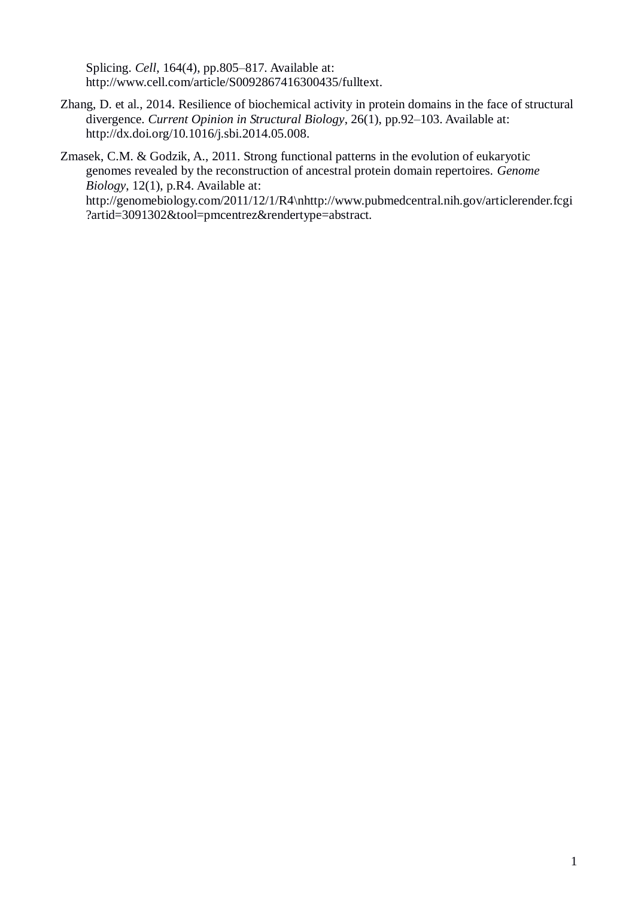Splicing. *Cell*, 164(4), pp.805–817. Available at: http://www.cell.com/article/S0092867416300435/fulltext.

Zhang, D. et al., 2014. Resilience of biochemical activity in protein domains in the face of structural divergence. *Current Opinion in Structural Biology*, 26(1), pp.92–103. Available at: http://dx.doi.org/10.1016/j.sbi.2014.05.008.

Zmasek, C.M. & Godzik, A., 2011. Strong functional patterns in the evolution of eukaryotic genomes revealed by the reconstruction of ancestral protein domain repertoires. *Genome Biology*, 12(1), p.R4. Available at: http://genomebiology.com/2011/12/1/R4\nhttp://www.pubmedcentral.nih.gov/articlerender.fcgi?artid=3091302&tool=pmcentrez&rendertype=abstract.